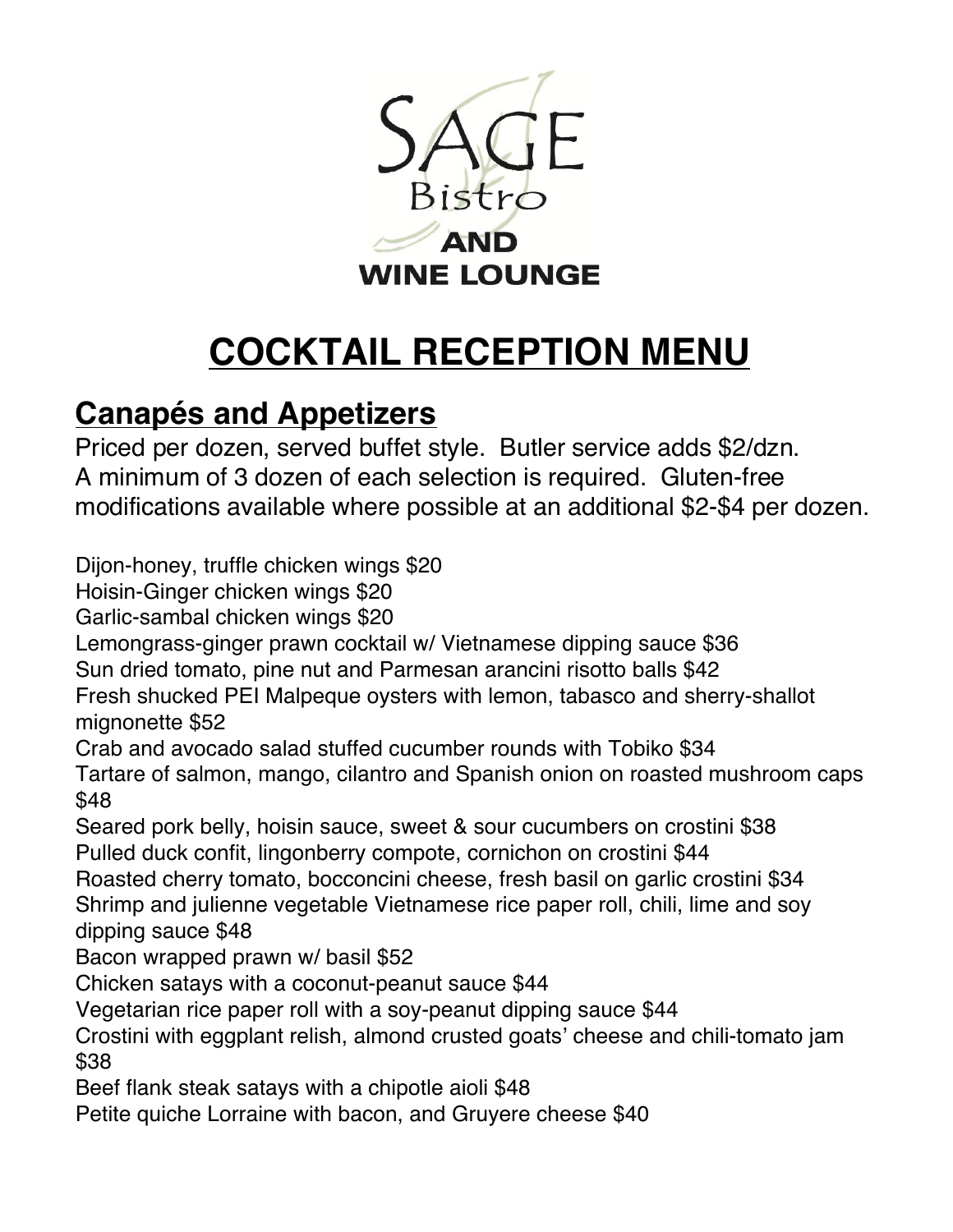# SAGE Bistro AND WINE LOUNGE

# COCKTAIL RECEPTION MENU

## Canapés and Appetizers

Priced per dozen, served buffet style. Butler service adds $2/dzn. A minimum of 3 dozen of each selection is required. Gluten-free modifications available where possible at an additional $2-$4 per dozen.

Dijon-honey, truffle chicken wings $20
Hoisin-Ginger chicken wings $20
Garlic-sambal chicken wings $20
Lemongrass-ginger prawn cocktail w/ Vietnamese dipping sauce $36
Sun dried tomato, pine nut and Parmesan arancini risotto balls $42
Fresh shucked PEI Malpeque oysters with lemon, tabasco and sherry-shallot mignonette $52
Crab and avocado salad stuffed cucumber rounds with Tobiko $34
Tartare of salmon, mango, cilantro and Spanish onion on roasted mushroom caps $48
Seared pork belly, hoisin sauce, sweet & sour cucumbers on crostini $38
Pulled duck confit, lingonberry compote, cornichon on crostini $44
Roasted cherry tomato, bocconcini cheese, fresh basil on garlic crostini $34
Shrimp and julienne vegetable Vietnamese rice paper roll, chili, lime and soy dipping sauce $48
Bacon wrapped prawn w/ basil $52
Chicken satays with a coconut-peanut sauce $44
Vegetarian rice paper roll with a soy-peanut dipping sauce $44
Crostini with eggplant relish, almond crusted goats' cheese and chili-tomato jam $38
Beef flank steak satays with a chipotle aioli $48
Petite quiche Lorraine with bacon, and Gruyere cheese $40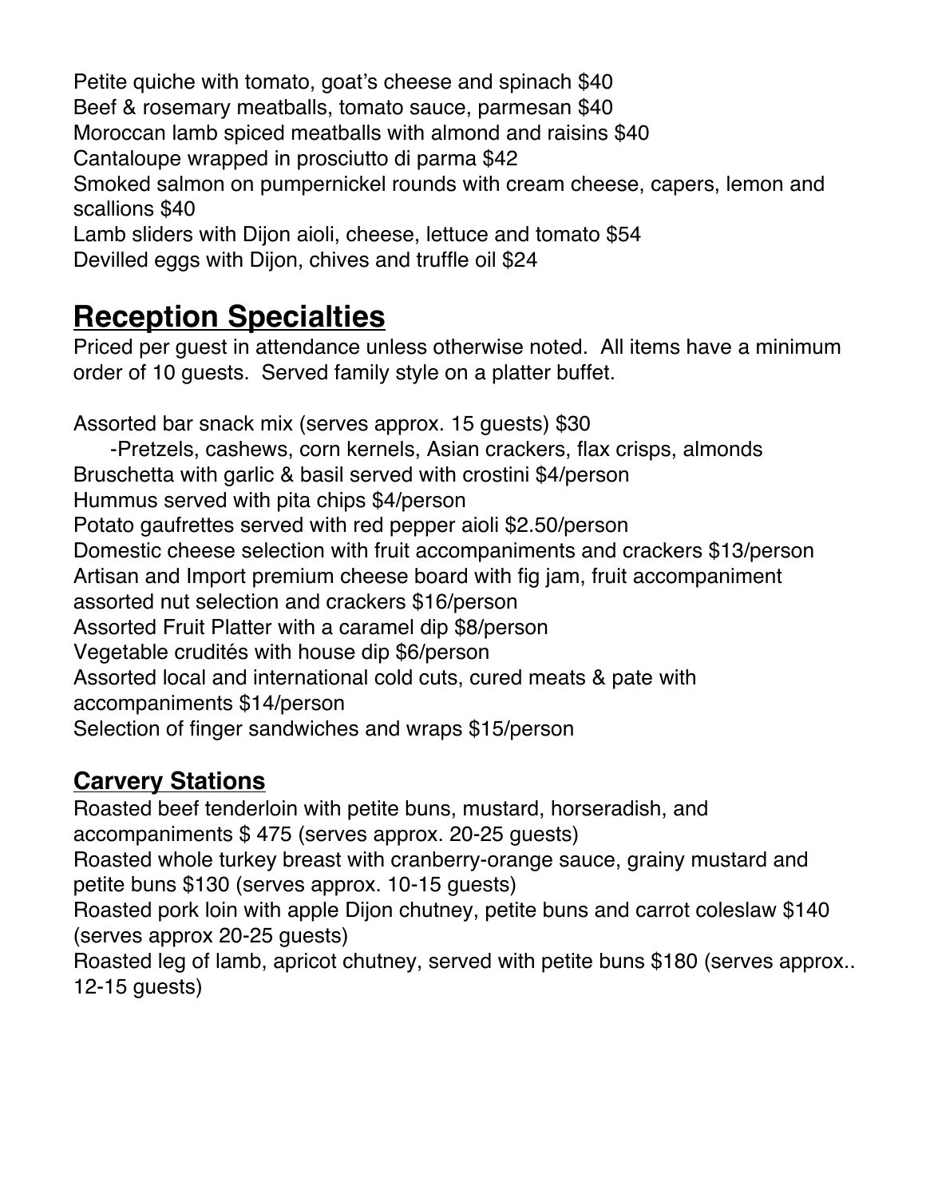Petite quiche with tomato, goat's cheese and spinach $40
Beef & rosemary meatballs, tomato sauce, parmesan $40
Moroccan lamb spiced meatballs with almond and raisins $40
Cantaloupe wrapped in prosciutto di parma $42
Smoked salmon on pumpernickel rounds with cream cheese, capers, lemon and scallions $40
Lamb sliders with Dijon aioli, cheese, lettuce and tomato $54
Devilled eggs with Dijon, chives and truffle oil $24

# **Reception Specialties**

Priced per guest in attendance unless otherwise noted. All items have a minimum order of 10 guests. Served family style on a platter buffet.

Assorted bar snack mix (serves approx. 15 guests) $30
- Pretzels, cashews, corn kernels, Asian crackers, flax crisps, almonds

Bruschetta with garlic & basil served with crostini $4/person
Hummus served with pita chips $4/person
Potato gaufrettes served with red pepper aioli $2.50/person
Domestic cheese selection with fruit accompaniments and crackers $13/person
Artisan and Import premium cheese board with fig jam, fruit accompaniment assorted nut selection and crackers $16/person
Assorted Fruit Platter with a caramel dip $8/person
Vegetable crudités with house dip $6/person
Assorted local and international cold cuts, cured meats & pate with accompaniments $14/person
Selection of finger sandwiches and wraps $15/person

## **Carvery Stations**

Roasted beef tenderloin with petite buns, mustard, horseradish, and accompaniments $ 475 (serves approx. 20-25 guests)
Roasted whole turkey breast with cranberry-orange sauce, grainy mustard and petite buns $130 (serves approx. 10-15 guests)
Roasted pork loin with apple Dijon chutney, petite buns and carrot coleslaw $140 (serves approx 20-25 guests)
Roasted leg of lamb, apricot chutney, served with petite buns $180 (serves approx.. 12-15 guests)